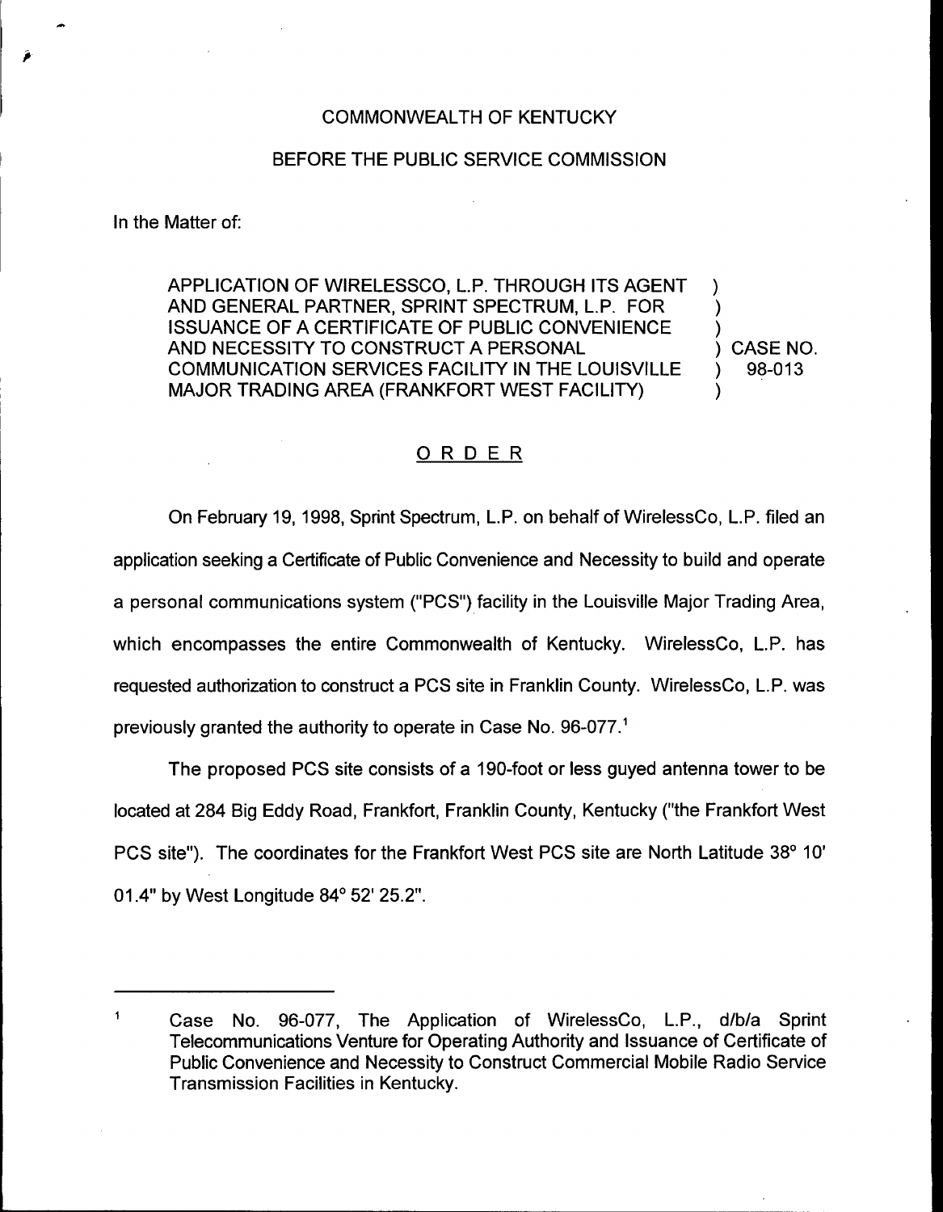COMMONWEALTH OF KENTUCKY

BEFORE THE PUBLIC SERVICE COMMISSION

In the Matter of:

| | |
|---|---|
| APPLICATION OF WIRELESSCO, L.P. THROUGH ITS AGENT AND GENERAL PARTNER, SPRINT SPECTRUM, L.P. FOR ISSUANCE OF A CERTIFICATE OF PUBLIC CONVENIENCE AND NECESSITY TO CONSTRUCT A PERSONAL COMMUNICATION SERVICES FACILITY IN THE LOUISVILLE MAJOR TRADING AREA (FRANKFORT WEST FACILITY) | ) CASE NO. 98-013 |

## O R D E R

On February 19, 1998, Sprint Spectrum, L.P. on behalf of WirelessCo, L.P. filed an application seeking a Certificate of Public Convenience and Necessity to build and operate a personal communications system ("PCS") facility in the Louisville Major Trading Area, which encompasses the entire Commonwealth of Kentucky. WirelessCo, L.P. has requested authorization to construct a PCS site in Franklin County. WirelessCo, L.P. was previously granted the authority to operate in Case No. 96-077.[1]

The proposed PCS site consists of a 190-foot or less guyed antenna tower to be located at 284 Big Eddy Road, Frankfort, Franklin County, Kentucky ("the Frankfort West PCS site"). The coordinates for the Frankfort West PCS site are North Latitude 38° 10' 01.4" by West Longitude 84° 52' 25.2".

---

[1] Case No. 96-077, The Application of WirelessCo, L.P., d/b/a Sprint Telecommunications Venture for Operating Authority and Issuance of Certificate of Public Convenience and Necessity to Construct Commercial Mobile Radio Service Transmission Facilities in Kentucky.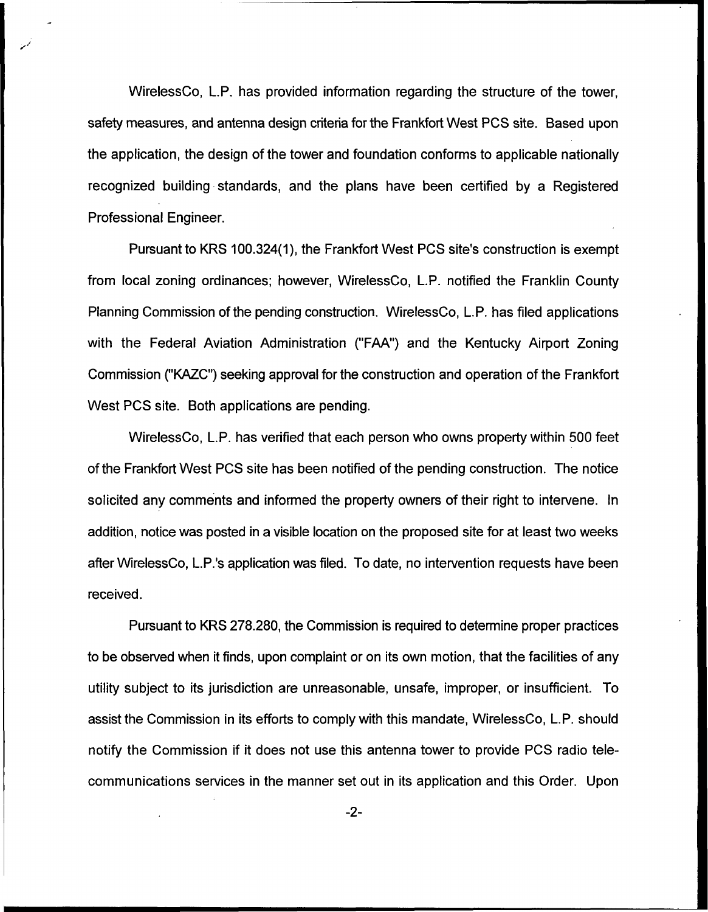WirelessCo, L.P. has provided information regarding the structure of the tower, safety measures, and antenna design criteria for the Frankfort West PCS site. Based upon the application, the design of the tower and foundation conforms to applicable nationally recognized building standards, and the plans have been certified by a Registered Professional Engineer.

Pursuant to KRS 100.324(1), the Frankfort West PCS site's construction is exempt from local zoning ordinances; however, WirelessCo, L.P. notified the Franklin County Planning Commission of the pending construction. WirelessCo, L.P. has filed applications with the Federal Aviation Administration ("FAA") and the Kentucky Airport Zoning Commission ("KAZC") seeking approval for the construction and operation of the Frankfort West PCS site. Both applications are pending.

WirelessCo, L.P. has verified that each person who owns property within 500 feet of the Frankfort West PCS site has been notified of the pending construction. The notice solicited any comments and informed the property owners of their right to intervene. In addition, notice was posted in a visible location on the proposed site for at least two weeks after WirelessCo, L.P.'s application was filed. To date, no intervention requests have been received.

Pursuant to KRS 278.280, the Commission is required to determine proper practices to be observed when it finds, upon complaint or on its own motion, that the facilities of any utility subject to its jurisdiction are unreasonable, unsafe, improper, or insufficient. To assist the Commission in its efforts to comply with this mandate, WirelessCo, L.P. should notify the Commission if it does not use this antenna tower to provide PCS radio telecommunications services in the manner set out in its application and this Order. Upon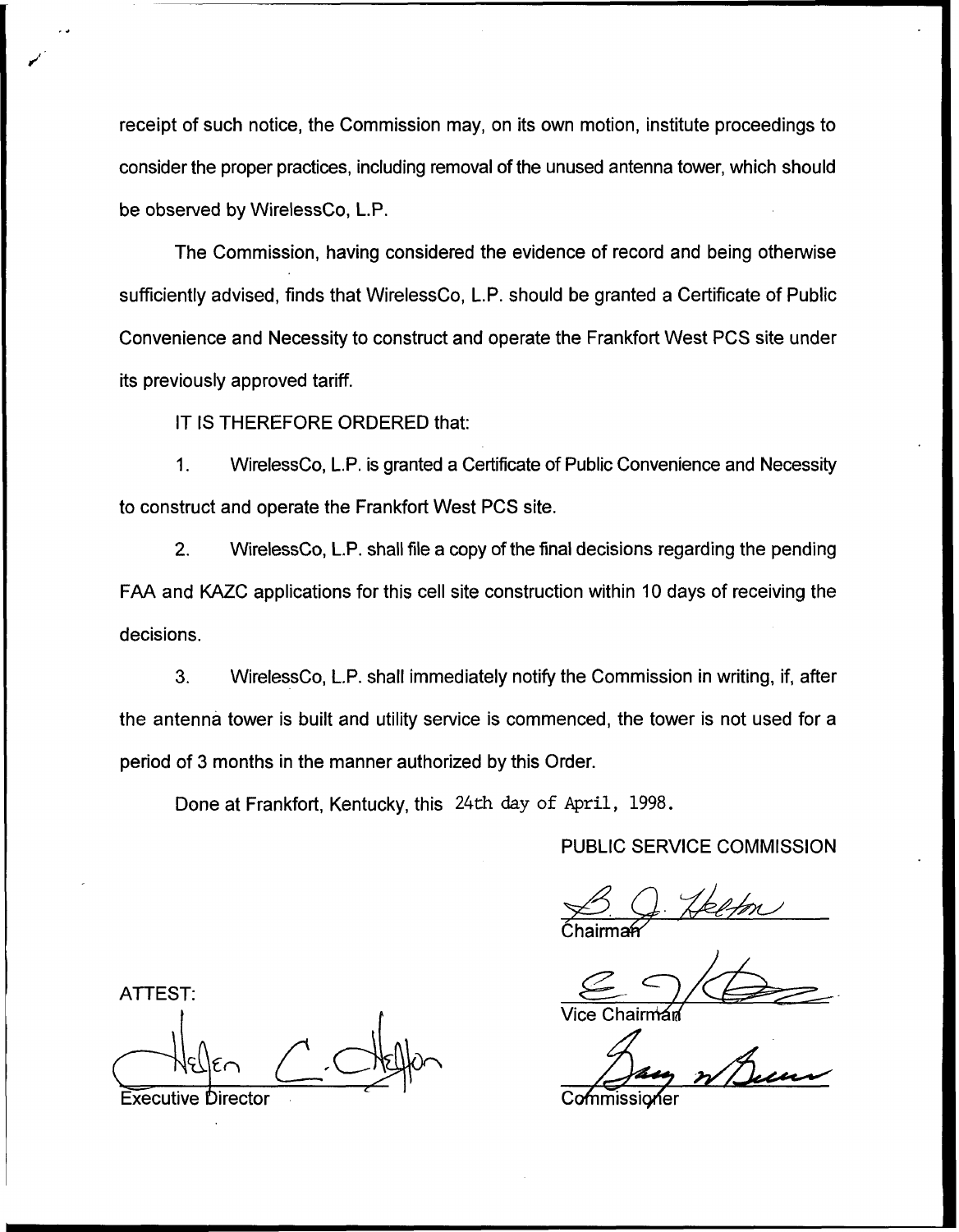receipt of such notice, the Commission may, on its own motion, institute proceedings to consider the proper practices, including removal of the unused antenna tower, which should be observed by WirelessCo, L.P.

The Commission, having considered the evidence of record and being otherwise sufficiently advised, finds that WirelessCo, L.P. should be granted a Certificate of Public Convenience and Necessity to construct and operate the Frankfort West PCS site under its previously approved tariff.

IT IS THEREFORE ORDERED that:

1. WirelessCo, L.P. is granted a Certificate of Public Convenience and Necessity to construct and operate the Frankfort West PCS site.

2. WirelessCo, L.P. shall file a copy of the final decisions regarding the pending FAA and KAZC applications for this cell site construction within 10 days of receiving the decisions.

3. WirelessCo, L.P. shall immediately notify the Commission in writing, if, after the antenna tower is built and utility service is commenced, the tower is not used for a period of 3 months in the manner authorized by this Order.

Done at Frankfort, Kentucky, this 24th day of April, 1998.

PUBLIC SERVICE COMMISSION

Chairman

Vice Chairman

Commissioner

ATTEST:

Executive Director